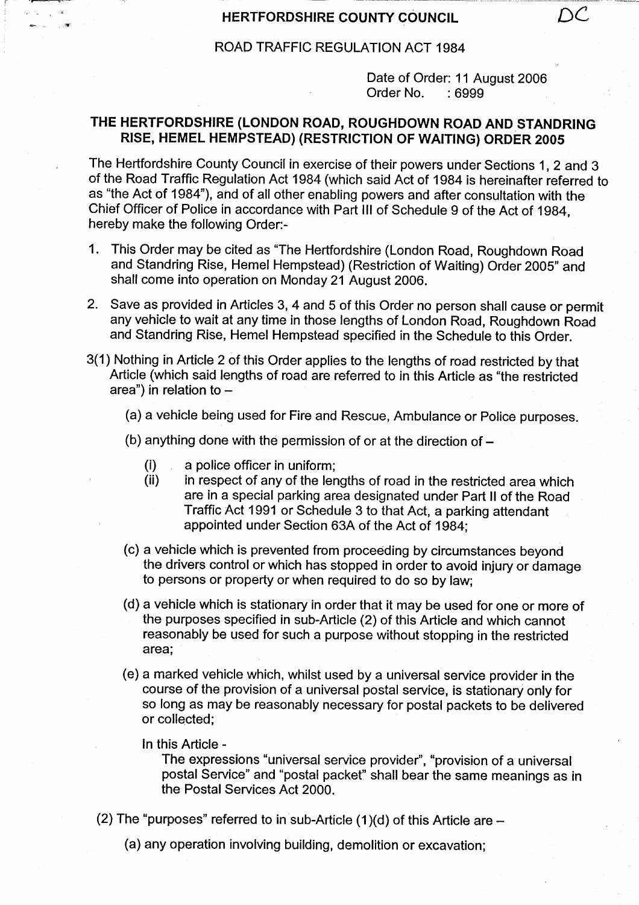# HERTFORDSHIRE COUNTY COUNCIL

DC

ROAD TRAFFIC REGULATION ACT 1984

Date of Order: 11 August 2006
Order No. : 6999

## THE HERTFORDSHIRE (LONDON ROAD, ROUGHDOWN ROAD AND STANDRING RISE, HEMEL HEMPSTEAD) (RESTRICTION OF WAITING) ORDER 2005

The Hertfordshire County Council in exercise of their powers under Sections 1, 2 and 3 of the Road Traffic Regulation Act 1984 (which said Act of 1984 is hereinafter referred to as "the Act of 1984"), and of all other enabling powers and after consultation with the Chief Officer of Police in accordance with Part III of Schedule 9 of the Act of 1984, hereby make the following Order:-

1. This Order may be cited as "The Hertfordshire (London Road, Roughdown Road and Standring Rise, Hemel Hempstead) (Restriction of Waiting) Order 2005" and shall come into operation on Monday 21 August 2006.

2. Save as provided in Articles 3, 4 and 5 of this Order no person shall cause or permit any vehicle to wait at any time in those lengths of London Road, Roughdown Road and Standring Rise, Hemel Hempstead specified in the Schedule to this Order.

3(1) Nothing in Article 2 of this Order applies to the lengths of road restricted by that Article (which said lengths of road are referred to in this Article as "the restricted area") in relation to –

   (a) a vehicle being used for Fire and Rescue, Ambulance or Police purposes.

   (b) anything done with the permission of or at the direction of –

      (i) a police officer in uniform;
      (ii) in respect of any of the lengths of road in the restricted area which are in a special parking area designated under Part II of the Road Traffic Act 1991 or Schedule 3 to that Act, a parking attendant appointed under Section 63A of the Act of 1984;

   (c) a vehicle which is prevented from proceeding by circumstances beyond the drivers control or which has stopped in order to avoid injury or damage to persons or property or when required to do so by law;

   (d) a vehicle which is stationary in order that it may be used for one or more of the purposes specified in sub-Article (2) of this Article and which cannot reasonably be used for such a purpose without stopping in the restricted area;

   (e) a marked vehicle which, whilst used by a universal service provider in the course of the provision of a universal postal service, is stationary only for so long as may be reasonably necessary for postal packets to be delivered or collected;

   In this Article -
   The expressions "universal service provider", "provision of a universal postal Service" and "postal packet" shall bear the same meanings as in the Postal Services Act 2000.

(2) The "purposes" referred to in sub-Article (1)(d) of this Article are –

   (a) any operation involving building, demolition or excavation;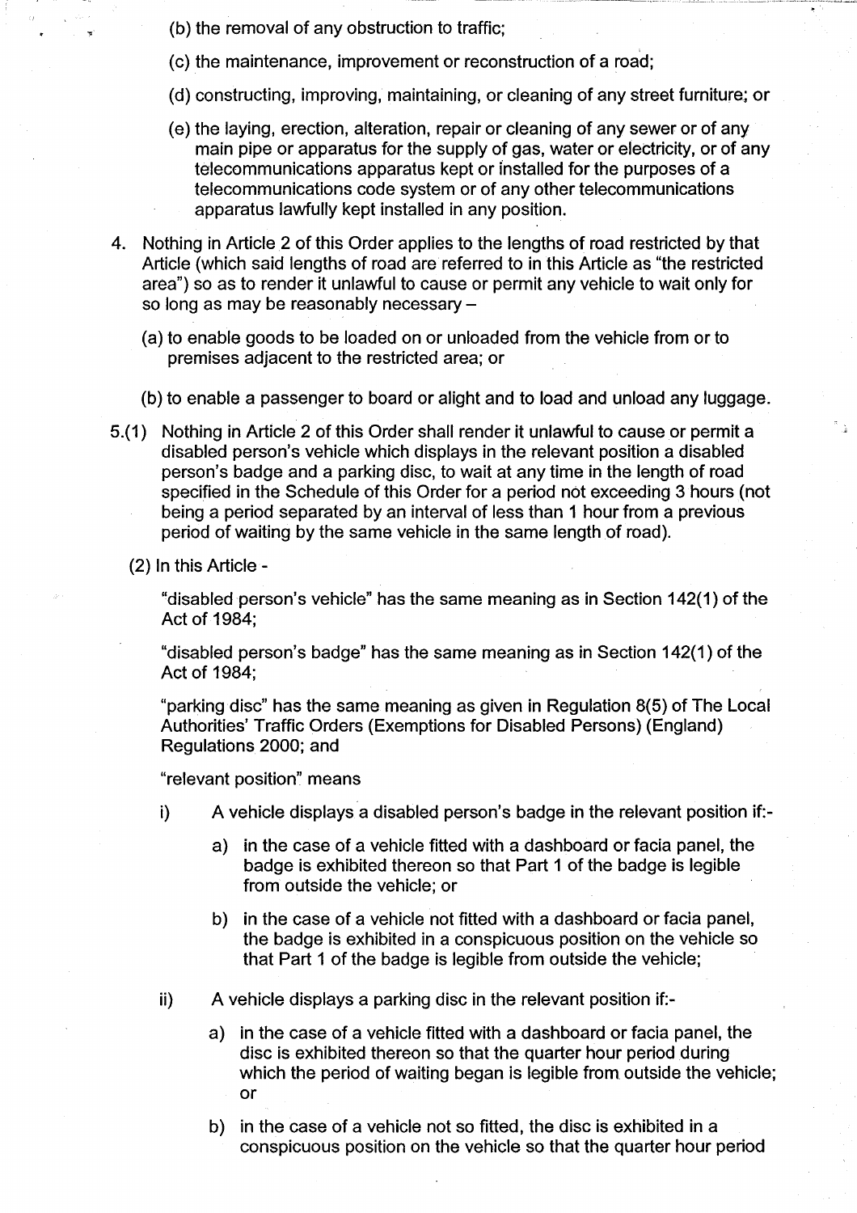(b) the removal of any obstruction to traffic;

(c) the maintenance, improvement or reconstruction of a road;

(d) constructing, improving, maintaining, or cleaning of any street furniture; or

(e) the laying, erection, alteration, repair or cleaning of any sewer or of any main pipe or apparatus for the supply of gas, water or electricity, or of any telecommunications apparatus kept or installed for the purposes of a telecommunications code system or of any other telecommunications apparatus lawfully kept installed in any position.

4. Nothing in Article 2 of this Order applies to the lengths of road restricted by that Article (which said lengths of road are referred to in this Article as "the restricted area") so as to render it unlawful to cause or permit any vehicle to wait only for so long as may be reasonably necessary –

   (a) to enable goods to be loaded on or unloaded from the vehicle from or to premises adjacent to the restricted area; or

   (b) to enable a passenger to board or alight and to load and unload any luggage.

5.(1) Nothing in Article 2 of this Order shall render it unlawful to cause or permit a disabled person's vehicle which displays in the relevant position a disabled person's badge and a parking disc, to wait at any time in the length of road specified in the Schedule of this Order for a period not exceeding 3 hours (not being a period separated by an interval of less than 1 hour from a previous period of waiting by the same vehicle in the same length of road).

(2) In this Article -

"disabled person's vehicle" has the same meaning as in Section 142(1) of the Act of 1984;

"disabled person's badge" has the same meaning as in Section 142(1) of the Act of 1984;

"parking disc" has the same meaning as given in Regulation 8(5) of The Local Authorities' Traffic Orders (Exemptions for Disabled Persons) (England) Regulations 2000; and

"relevant position" means

i) A vehicle displays a disabled person's badge in the relevant position if:-

   a) in the case of a vehicle fitted with a dashboard or facia panel, the badge is exhibited thereon so that Part 1 of the badge is legible from outside the vehicle; or

   b) in the case of a vehicle not fitted with a dashboard or facia panel, the badge is exhibited in a conspicuous position on the vehicle so that Part 1 of the badge is legible from outside the vehicle;

ii) A vehicle displays a parking disc in the relevant position if:-

   a) in the case of a vehicle fitted with a dashboard or facia panel, the disc is exhibited thereon so that the quarter hour period during which the period of waiting began is legible from outside the vehicle; or

   b) in the case of a vehicle not so fitted, the disc is exhibited in a conspicuous position on the vehicle so that the quarter hour period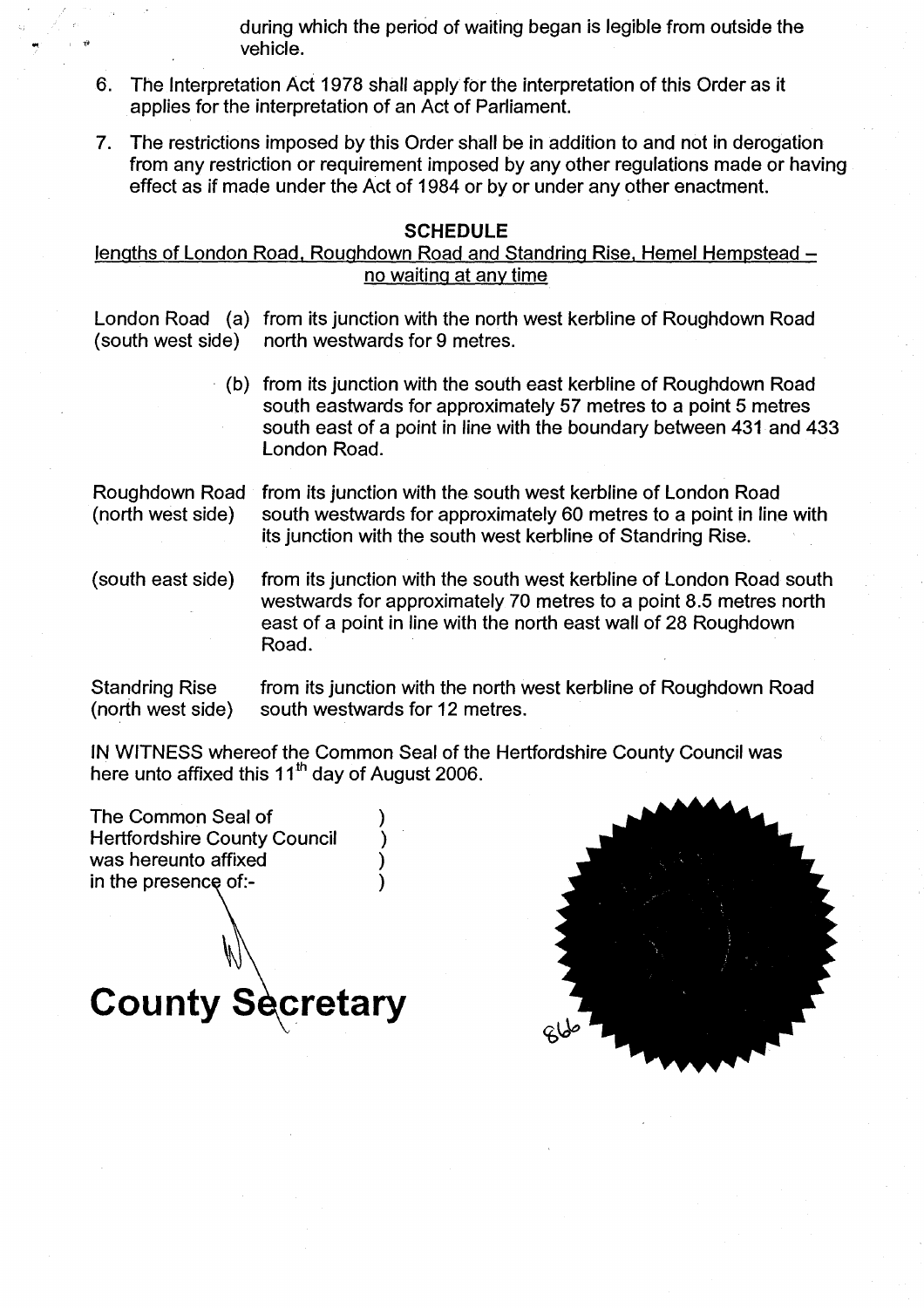during which the period of waiting began is legible from outside the vehicle.

6. The Interpretation Act 1978 shall apply for the interpretation of this Order as it applies for the interpretation of an Act of Parliament.

7. The restrictions imposed by this Order shall be in addition to and not in derogation from any restriction or requirement imposed by any other regulations made or having effect as if made under the Act of 1984 or by or under any other enactment.

## SCHEDULE

<u>lengths of London Road, Roughdown Road and Standring Rise, Hemel Hempstead – no waiting at any time</u>

| | |
|---|---|
| London Road (south west side) | (a) from its junction with the north west kerbline of Roughdown Road north westwards for 9 metres. |
| | (b) from its junction with the south east kerbline of Roughdown Road south eastwards for approximately 57 metres to a point 5 metres south east of a point in line with the boundary between 431 and 433 London Road. |
| Roughdown Road (north west side) | from its junction with the south west kerbline of London Road south westwards for approximately 60 metres to a point in line with its junction with the south west kerbline of Standring Rise. |
| (south east side) | from its junction with the south west kerbline of London Road south westwards for approximately 70 metres to a point 8.5 metres north east of a point in line with the north east wall of 28 Roughdown Road. |
| Standring Rise (north west side) | from its junction with the north west kerbline of Roughdown Road south westwards for 12 metres. |

IN WITNESS whereof the Common Seal of the Hertfordshire County Council was here unto affixed this 11th day of August 2006.

The Common Seal of )
Hertfordshire County Council )
was hereunto affixed )
in the presence of:- )

**County Secretary**

866